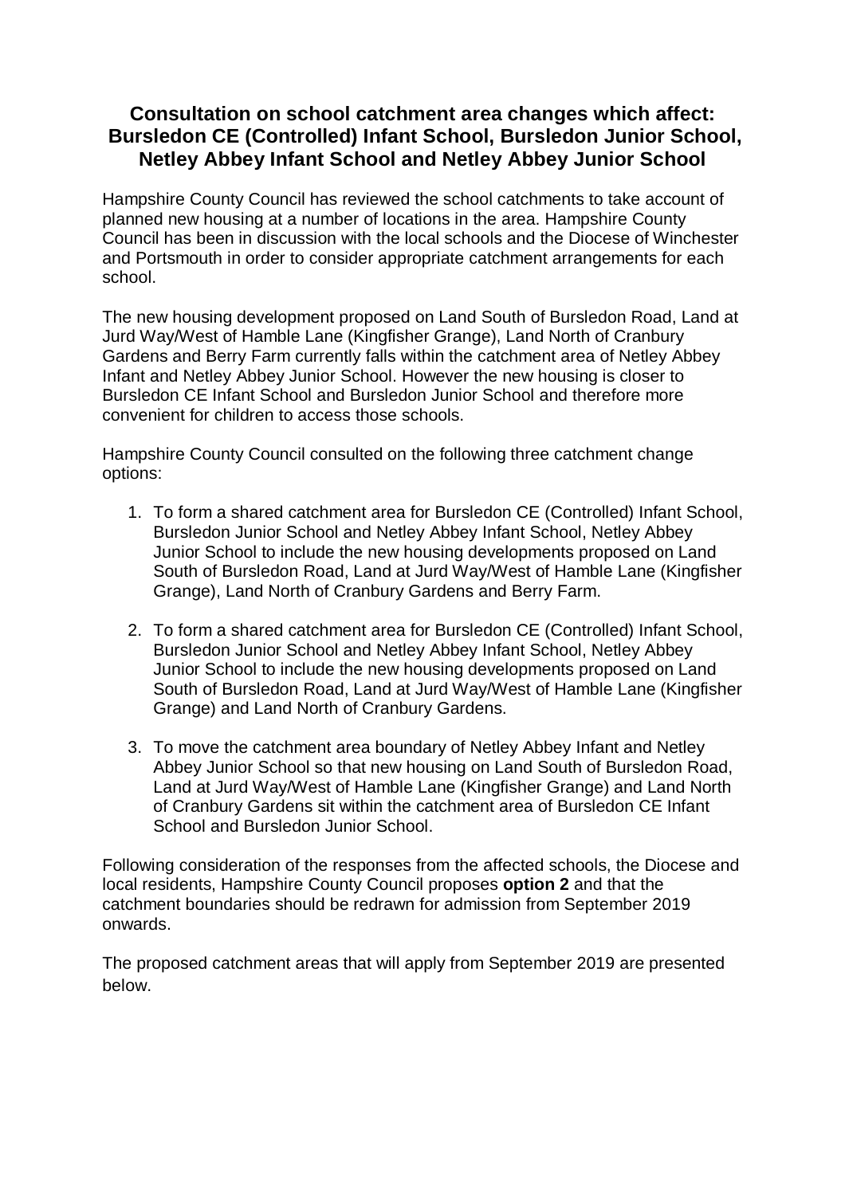# Consultation on school catchment area changes which affect: Bursledon CE (Controlled) Infant School, Bursledon Junior School, Netley Abbey Infant School and Netley Abbey Junior School

Hampshire County Council has reviewed the school catchments to take account of planned new housing at a number of locations in the area. Hampshire County Council has been in discussion with the local schools and the Diocese of Winchester and Portsmouth in order to consider appropriate catchment arrangements for each school.

The new housing development proposed on Land South of Bursledon Road, Land at Jurd Way/West of Hamble Lane (Kingfisher Grange), Land North of Cranbury Gardens and Berry Farm currently falls within the catchment area of Netley Abbey Infant and Netley Abbey Junior School. However the new housing is closer to Bursledon CE Infant School and Bursledon Junior School and therefore more convenient for children to access those schools.

Hampshire County Council consulted on the following three catchment change options:

1. To form a shared catchment area for Bursledon CE (Controlled) Infant School, Bursledon Junior School and Netley Abbey Infant School, Netley Abbey Junior School to include the new housing developments proposed on Land South of Bursledon Road, Land at Jurd Way/West of Hamble Lane (Kingfisher Grange), Land North of Cranbury Gardens and Berry Farm.

2. To form a shared catchment area for Bursledon CE (Controlled) Infant School, Bursledon Junior School and Netley Abbey Infant School, Netley Abbey Junior School to include the new housing developments proposed on Land South of Bursledon Road, Land at Jurd Way/West of Hamble Lane (Kingfisher Grange) and Land North of Cranbury Gardens.

3. To move the catchment area boundary of Netley Abbey Infant and Netley Abbey Junior School so that new housing on Land South of Bursledon Road, Land at Jurd Way/West of Hamble Lane (Kingfisher Grange) and Land North of Cranbury Gardens sit within the catchment area of Bursledon CE Infant School and Bursledon Junior School.

Following consideration of the responses from the affected schools, the Diocese and local residents, Hampshire County Council proposes **option 2** and that the catchment boundaries should be redrawn for admission from September 2019 onwards.

The proposed catchment areas that will apply from September 2019 are presented below.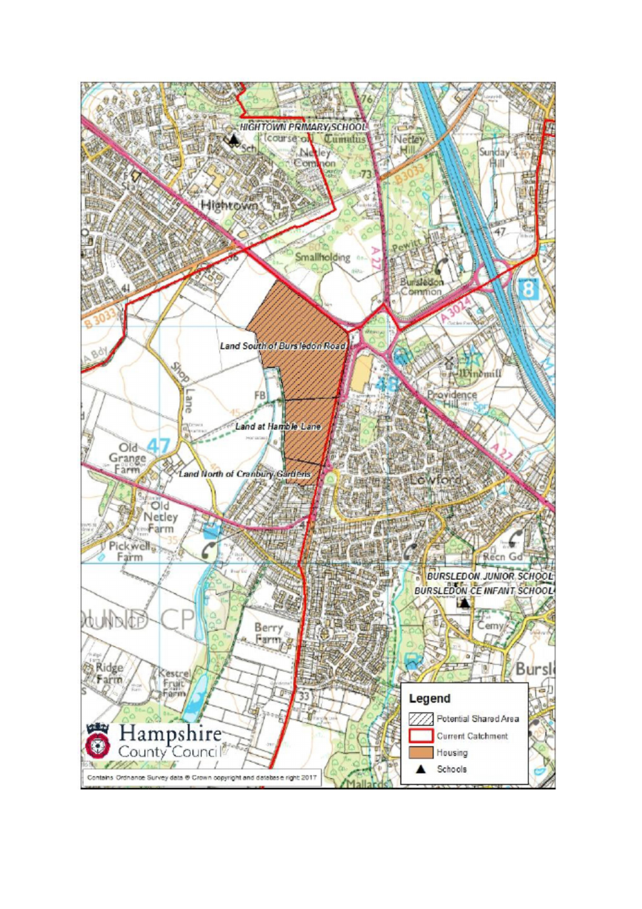HIGHTOWN PRIMARY SCHOOL

Land South of Bursledon Road

Land at Hamble Lane

Land North of Cranbury Gardens

BURSLEDON JUNIOR SCHOOL

BURSLEDON CE INFANT SCHOOL

Legend

Potential Shared Area

Current Catchment

Housing

Schools

Hampshire County Council

Contains Ordnance Survey data © Crown copyright and database right 2017